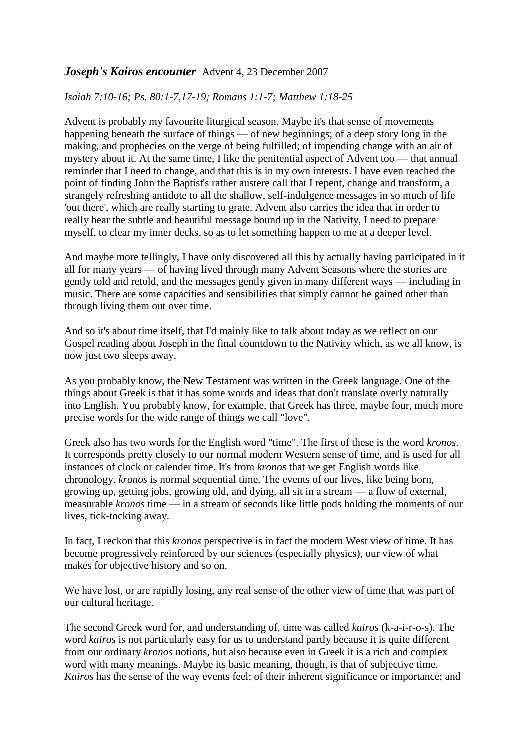## ***Joseph's Kairos encounter*** Advent 4, 23 December 2007

*Isaiah 7:10-16; Ps. 80:1-7,17-19; Romans 1:1-7; Matthew 1:18-25*

Advent is probably my favourite liturgical season. Maybe it's that sense of movements happening beneath the surface of things — of new beginnings; of a deep story long in the making, and prophecies on the verge of being fulfilled; of impending change with an air of mystery about it. At the same time, I like the penitential aspect of Advent too — that annual reminder that I need to change, and that this is in my own interests. I have even reached the point of finding John the Baptist's rather austere call that I repent, change and transform, a strangely refreshing antidote to all the shallow, self-indulgence messages in so much of life 'out there', which are really starting to grate. Advent also carries the idea that in order to really hear the subtle and beautiful message bound up in the Nativity, I need to prepare myself, to clear my inner decks, so as to let something happen to me at a deeper level.

And maybe more tellingly, I have only discovered all this by actually having participated in it all for many years — of having lived through many Advent Seasons where the stories are gently told and retold, and the messages gently given in many different ways — including in music. There are some capacities and sensibilities that simply cannot be gained other than through living them out over time.

And so it's about time itself, that I'd mainly like to talk about today as we reflect on our Gospel reading about Joseph in the final countdown to the Nativity which, as we all know, is now just two sleeps away.

As you probably know, the New Testament was written in the Greek language. One of the things about Greek is that it has some words and ideas that don't translate overly naturally into English. You probably know, for example, that Greek has three, maybe four, much more precise words for the wide range of things we call "love".

Greek also has two words for the English word "time". The first of these is the word *kronos*. It corresponds pretty closely to our normal modern Western sense of time, and is used for all instances of clock or calender time. It's from *kronos* that we get English words like chronology. *kronos* is normal sequential time. The events of our lives, like being born, growing up, getting jobs, growing old, and dying, all sit in a stream — a flow of external, measurable *kronos* time — in a stream of seconds like little pods holding the moments of our lives, tick-tocking away.

In fact, I reckon that this *kronos* perspective is in fact the modern West view of time. It has become progressively reinforced by our sciences (especially physics), our view of what makes for objective history and so on.

We have lost, or are rapidly losing, any real sense of the other view of time that was part of our cultural heritage.

The second Greek word for, and understanding of, time was called *kairos* (k-a-i-r-o-s). The word *kairos* is not particularly easy for us to understand partly because it is quite different from our ordinary *kronos* notions, but also because even in Greek it is a rich and complex word with many meanings. Maybe its basic meaning, though, is that of subjective time. *Kairos* has the sense of the way events feel; of their inherent significance or importance; and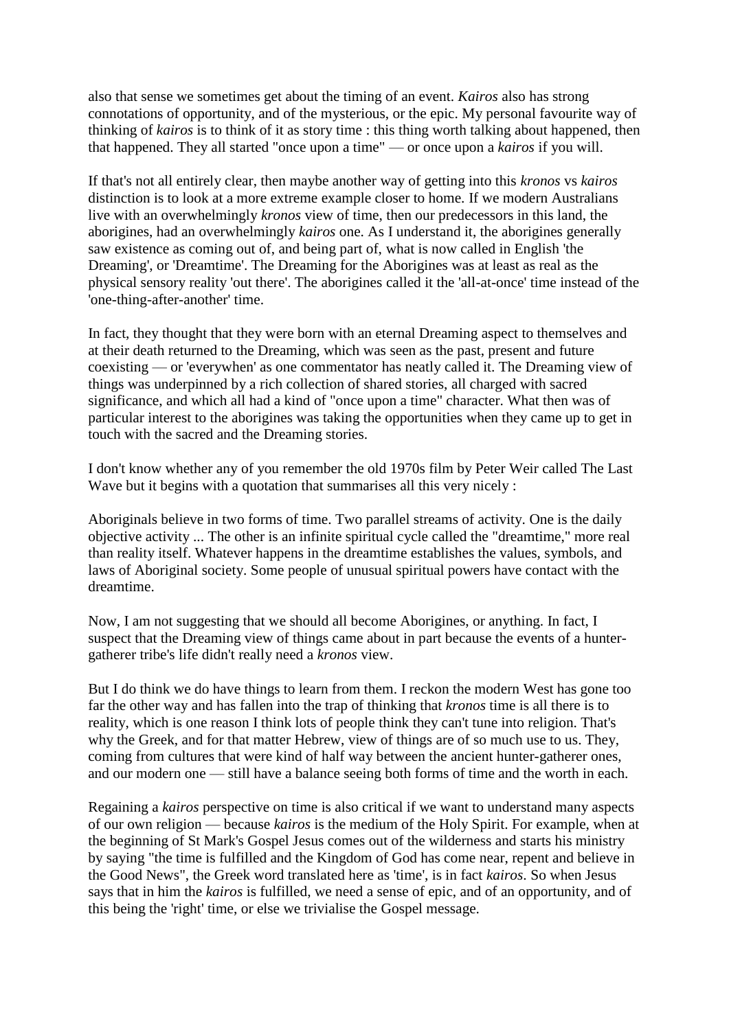also that sense we sometimes get about the timing of an event. *Kairos* also has strong connotations of opportunity, and of the mysterious, or the epic. My personal favourite way of thinking of *kairos* is to think of it as story time : this thing worth talking about happened, then that happened. They all started "once upon a time" — or once upon a *kairos* if you will.

If that's not all entirely clear, then maybe another way of getting into this *kronos* vs *kairos* distinction is to look at a more extreme example closer to home. If we modern Australians live with an overwhelmingly *kronos* view of time, then our predecessors in this land, the aborigines, had an overwhelmingly *kairos* one. As I understand it, the aborigines generally saw existence as coming out of, and being part of, what is now called in English 'the Dreaming', or 'Dreamtime'. The Dreaming for the Aborigines was at least as real as the physical sensory reality 'out there'. The aborigines called it the 'all-at-once' time instead of the 'one-thing-after-another' time.

In fact, they thought that they were born with an eternal Dreaming aspect to themselves and at their death returned to the Dreaming, which was seen as the past, present and future coexisting — or 'everywhen' as one commentator has neatly called it. The Dreaming view of things was underpinned by a rich collection of shared stories, all charged with sacred significance, and which all had a kind of "once upon a time" character. What then was of particular interest to the aborigines was taking the opportunities when they came up to get in touch with the sacred and the Dreaming stories.

I don't know whether any of you remember the old 1970s film by Peter Weir called The Last Wave but it begins with a quotation that summarises all this very nicely :

Aboriginals believe in two forms of time. Two parallel streams of activity. One is the daily objective activity ... The other is an infinite spiritual cycle called the "dreamtime," more real than reality itself. Whatever happens in the dreamtime establishes the values, symbols, and laws of Aboriginal society. Some people of unusual spiritual powers have contact with the dreamtime.

Now, I am not suggesting that we should all become Aborigines, or anything. In fact, I suspect that the Dreaming view of things came about in part because the events of a hunter-gatherer tribe's life didn't really need a *kronos* view.

But I do think we do have things to learn from them. I reckon the modern West has gone too far the other way and has fallen into the trap of thinking that *kronos* time is all there is to reality, which is one reason I think lots of people think they can't tune into religion. That's why the Greek, and for that matter Hebrew, view of things are of so much use to us. They, coming from cultures that were kind of half way between the ancient hunter-gatherer ones, and our modern one — still have a balance seeing both forms of time and the worth in each.

Regaining a *kairos* perspective on time is also critical if we want to understand many aspects of our own religion — because *kairos* is the medium of the Holy Spirit. For example, when at the beginning of St Mark's Gospel Jesus comes out of the wilderness and starts his ministry by saying "the time is fulfilled and the Kingdom of God has come near, repent and believe in the Good News", the Greek word translated here as 'time', is in fact *kairos*. So when Jesus says that in him the *kairos* is fulfilled, we need a sense of epic, and of an opportunity, and of this being the 'right' time, or else we trivialise the Gospel message.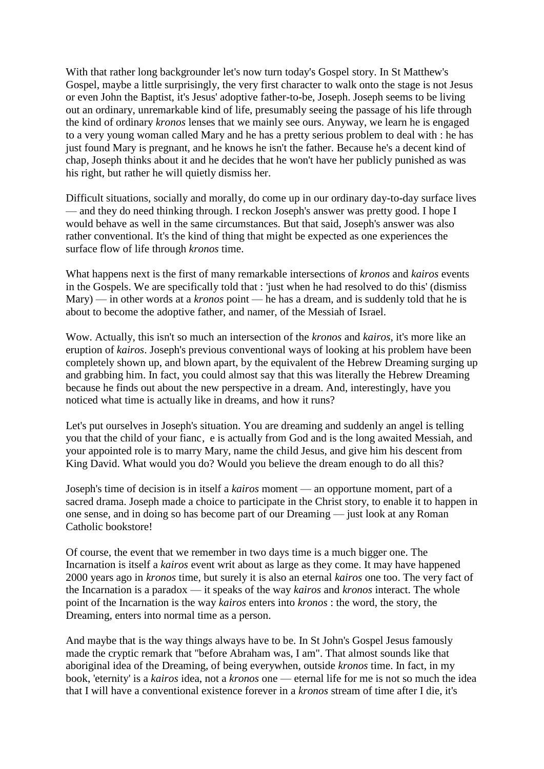With that rather long backgrounder let's now turn today's Gospel story. In St Matthew's Gospel, maybe a little surprisingly, the very first character to walk onto the stage is not Jesus or even John the Baptist, it's Jesus' adoptive father-to-be, Joseph. Joseph seems to be living out an ordinary, unremarkable kind of life, presumably seeing the passage of his life through the kind of ordinary *kronos* lenses that we mainly see ours. Anyway, we learn he is engaged to a very young woman called Mary and he has a pretty serious problem to deal with : he has just found Mary is pregnant, and he knows he isn't the father. Because he's a decent kind of chap, Joseph thinks about it and he decides that he won't have her publicly punished as was his right, but rather he will quietly dismiss her.

Difficult situations, socially and morally, do come up in our ordinary day-to-day surface lives — and they do need thinking through. I reckon Joseph's answer was pretty good. I hope I would behave as well in the same circumstances. But that said, Joseph's answer was also rather conventional. It's the kind of thing that might be expected as one experiences the surface flow of life through *kronos* time.

What happens next is the first of many remarkable intersections of *kronos* and *kairos* events in the Gospels. We are specifically told that : 'just when he had resolved to do this' (dismiss Mary) — in other words at a *kronos* point — he has a dream, and is suddenly told that he is about to become the adoptive father, and namer, of the Messiah of Israel.

Wow. Actually, this isn't so much an intersection of the *kronos* and *kairos*, it's more like an eruption of *kairos*. Joseph's previous conventional ways of looking at his problem have been completely shown up, and blown apart, by the equivalent of the Hebrew Dreaming surging up and grabbing him. In fact, you could almost say that this was literally the Hebrew Dreaming because he finds out about the new perspective in a dream. And, interestingly, have you noticed what time is actually like in dreams, and how it runs?

Let's put ourselves in Joseph's situation. You are dreaming and suddenly an angel is telling you that the child of your fianc, e is actually from God and is the long awaited Messiah, and your appointed role is to marry Mary, name the child Jesus, and give him his descent from King David. What would you do? Would you believe the dream enough to do all this?

Joseph's time of decision is in itself a *kairos* moment — an opportune moment, part of a sacred drama. Joseph made a choice to participate in the Christ story, to enable it to happen in one sense, and in doing so has become part of our Dreaming — just look at any Roman Catholic bookstore!

Of course, the event that we remember in two days time is a much bigger one. The Incarnation is itself a *kairos* event writ about as large as they come. It may have happened 2000 years ago in *kronos* time, but surely it is also an eternal *kairos* one too. The very fact of the Incarnation is a paradox — it speaks of the way *kairos* and *kronos* interact. The whole point of the Incarnation is the way *kairos* enters into *kronos* : the word, the story, the Dreaming, enters into normal time as a person.

And maybe that is the way things always have to be. In St John's Gospel Jesus famously made the cryptic remark that "before Abraham was, I am". That almost sounds like that aboriginal idea of the Dreaming, of being everywhen, outside *kronos* time. In fact, in my book, 'eternity' is a *kairos* idea, not a *kronos* one — eternal life for me is not so much the idea that I will have a conventional existence forever in a *kronos* stream of time after I die, it's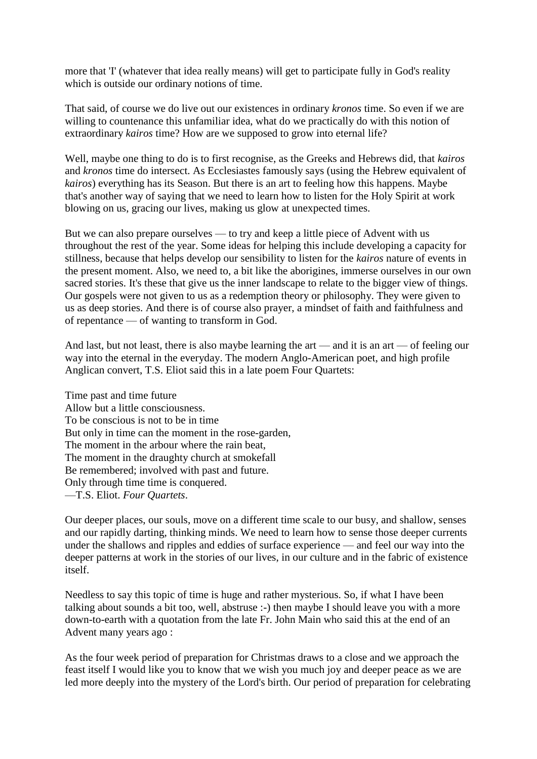more that 'I' (whatever that idea really means) will get to participate fully in God's reality which is outside our ordinary notions of time.

That said, of course we do live out our existences in ordinary *kronos* time. So even if we are willing to countenance this unfamiliar idea, what do we practically do with this notion of extraordinary *kairos* time? How are we supposed to grow into eternal life?

Well, maybe one thing to do is to first recognise, as the Greeks and Hebrews did, that *kairos* and *kronos* time do intersect. As Ecclesiastes famously says (using the Hebrew equivalent of *kairos*) everything has its Season. But there is an art to feeling how this happens. Maybe that's another way of saying that we need to learn how to listen for the Holy Spirit at work blowing on us, gracing our lives, making us glow at unexpected times.

But we can also prepare ourselves — to try and keep a little piece of Advent with us throughout the rest of the year. Some ideas for helping this include developing a capacity for stillness, because that helps develop our sensibility to listen for the *kairos* nature of events in the present moment. Also, we need to, a bit like the aborigines, immerse ourselves in our own sacred stories. It's these that give us the inner landscape to relate to the bigger view of things. Our gospels were not given to us as a redemption theory or philosophy. They were given to us as deep stories. And there is of course also prayer, a mindset of faith and faithfulness and of repentance — of wanting to transform in God.

And last, but not least, there is also maybe learning the art — and it is an art — of feeling our way into the eternal in the everyday. The modern Anglo-American poet, and high profile Anglican convert, T.S. Eliot said this in a late poem Four Quartets:

Time past and time future  
Allow but a little consciousness.  
To be conscious is not to be in time  
But only in time can the moment in the rose-garden,  
The moment in the arbour where the rain beat,  
The moment in the draughty church at smokefall  
Be remembered; involved with past and future.  
Only through time time is conquered.  
—T.S. Eliot. *Four Quartets*.

Our deeper places, our souls, move on a different time scale to our busy, and shallow, senses and our rapidly darting, thinking minds. We need to learn how to sense those deeper currents under the shallows and ripples and eddies of surface experience — and feel our way into the deeper patterns at work in the stories of our lives, in our culture and in the fabric of existence itself.

Needless to say this topic of time is huge and rather mysterious. So, if what I have been talking about sounds a bit too, well, abstruse :-) then maybe I should leave you with a more down-to-earth with a quotation from the late Fr. John Main who said this at the end of an Advent many years ago :

As the four week period of preparation for Christmas draws to a close and we approach the feast itself I would like you to know that we wish you much joy and deeper peace as we are led more deeply into the mystery of the Lord's birth. Our period of preparation for celebrating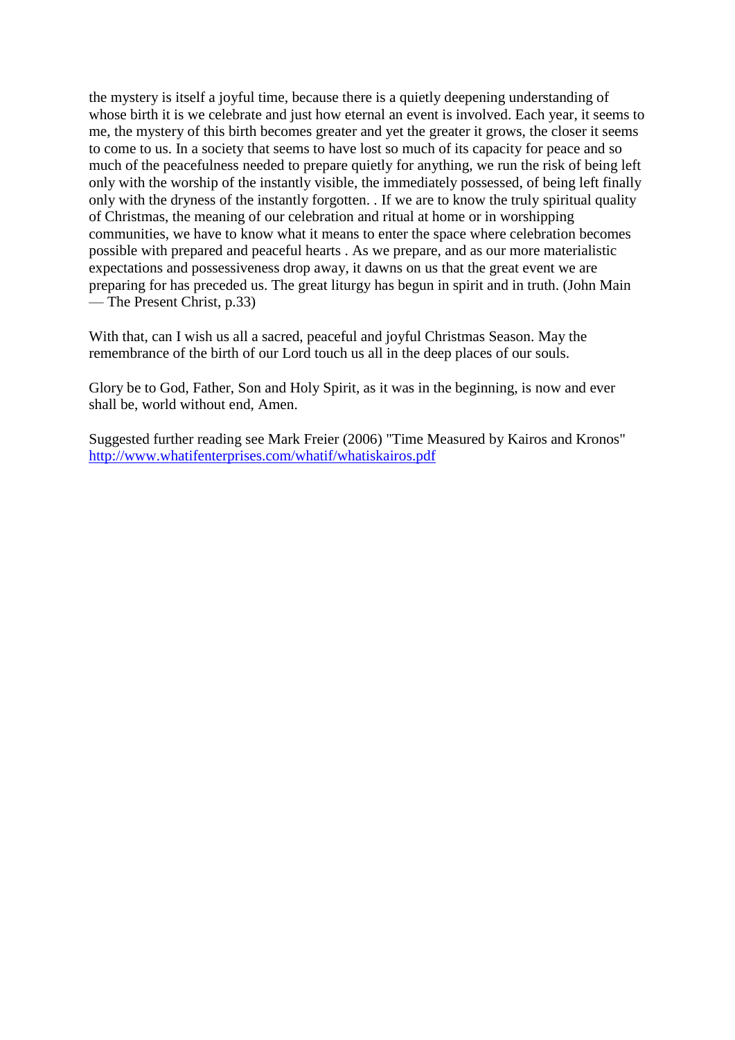the mystery is itself a joyful time, because there is a quietly deepening understanding of whose birth it is we celebrate and just how eternal an event is involved. Each year, it seems to me, the mystery of this birth becomes greater and yet the greater it grows, the closer it seems to come to us. In a society that seems to have lost so much of its capacity for peace and so much of the peacefulness needed to prepare quietly for anything, we run the risk of being left only with the worship of the instantly visible, the immediately possessed, of being left finally only with the dryness of the instantly forgotten. . If we are to know the truly spiritual quality of Christmas, the meaning of our celebration and ritual at home or in worshipping communities, we have to know what it means to enter the space where celebration becomes possible with prepared and peaceful hearts . As we prepare, and as our more materialistic expectations and possessiveness drop away, it dawns on us that the great event we are preparing for has preceded us. The great liturgy has begun in spirit and in truth. (John Main — The Present Christ, p.33)

With that, can I wish us all a sacred, peaceful and joyful Christmas Season. May the remembrance of the birth of our Lord touch us all in the deep places of our souls.

Glory be to God, Father, Son and Holy Spirit, as it was in the beginning, is now and ever shall be, world without end, Amen.

Suggested further reading see Mark Freier (2006) "Time Measured by Kairos and Kronos" [http://www.whatifenterprises.com/whatif/whatiskairos.pdf](http://www.whatifenterprises.com/whatif/whatiskairos.pdf)